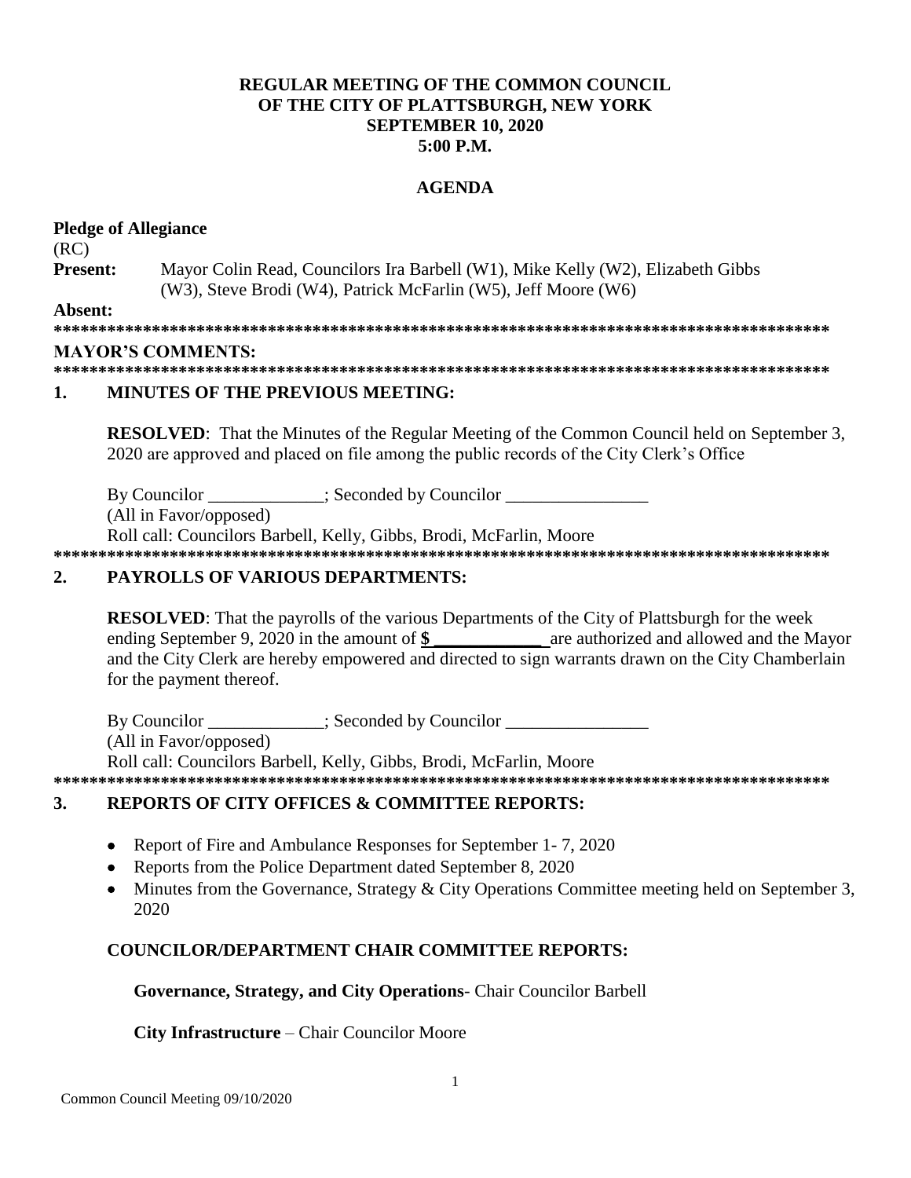**REGULAR MEETING OF THE COMMON COUNCIL**
**OF THE CITY OF PLATTSBURGH, NEW YORK**
**SEPTEMBER 10, 2020**
**5:00 P.M.**

**AGENDA**

**Pledge of Allegiance**

(RC)

**Present:** Mayor Colin Read, Councilors Ira Barbell (W1), Mike Kelly (W2), Elizabeth Gibbs (W3), Steve Brodi (W4), Patrick McFarlin (W5), Jeff Moore (W6)

**Absent:**

**********************************************************************************************

**MAYOR'S COMMENTS:**

**********************************************************************************************

## 1. MINUTES OF THE PREVIOUS MEETING:

**RESOLVED**: That the Minutes of the Regular Meeting of the Common Council held on September 3, 2020 are approved and placed on file among the public records of the City Clerk's Office

By Councilor _____________; Seconded by Councilor ________________

(All in Favor/opposed)

Roll call: Councilors Barbell, Kelly, Gibbs, Brodi, McFarlin, Moore

**********************************************************************************************

## 2. PAYROLLS OF VARIOUS DEPARTMENTS:

**RESOLVED**: That the payrolls of the various Departments of the City of Plattsburgh for the week ending September 9, 2020 in the amount of **$ ____________** are authorized and allowed and the Mayor and the City Clerk are hereby empowered and directed to sign warrants drawn on the City Chamberlain for the payment thereof.

By Councilor _____________; Seconded by Councilor ________________

(All in Favor/opposed)

Roll call: Councilors Barbell, Kelly, Gibbs, Brodi, McFarlin, Moore

**********************************************************************************************

## 3. REPORTS OF CITY OFFICES & COMMITTEE REPORTS:

- Report of Fire and Ambulance Responses for September 1- 7, 2020
- Reports from the Police Department dated September 8, 2020
- Minutes from the Governance, Strategy & City Operations Committee meeting held on September 3, 2020

### COUNCILOR/DEPARTMENT CHAIR COMMITTEE REPORTS:

**Governance, Strategy, and City Operations**- Chair Councilor Barbell

**City Infrastructure** – Chair Councilor Moore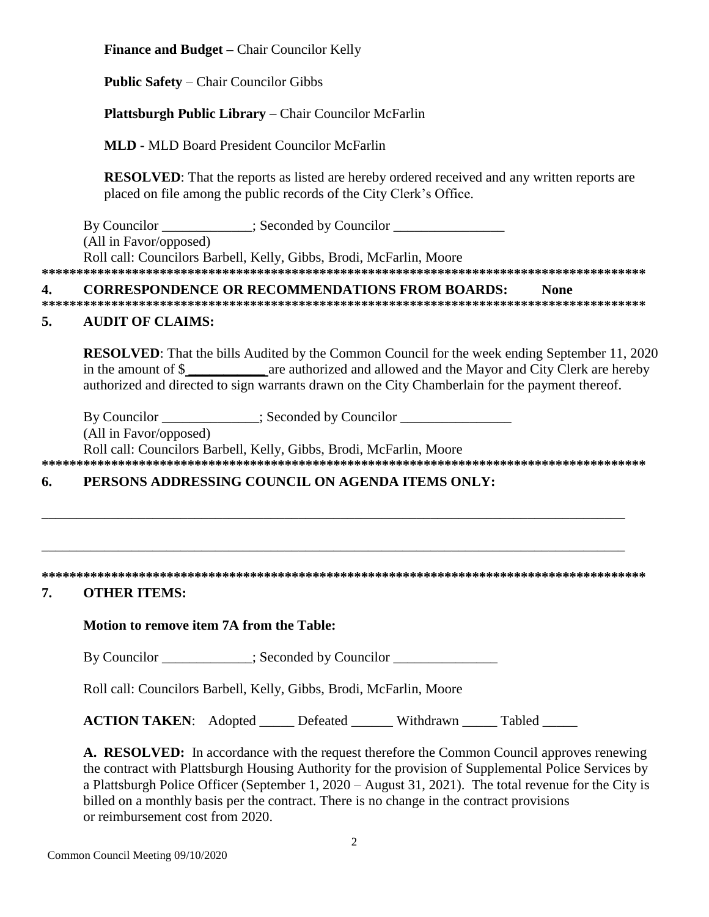**Finance and Budget –** Chair Councilor Kelly

**Public Safety** – Chair Councilor Gibbs

**Plattsburgh Public Library** – Chair Councilor McFarlin

**MLD -** MLD Board President Councilor McFarlin

**RESOLVED**: That the reports as listed are hereby ordered received and any written reports are placed on file among the public records of the City Clerk's Office.

By Councilor _____________; Seconded by Councilor ________________
(All in Favor/opposed)
Roll call: Councilors Barbell, Kelly, Gibbs, Brodi, McFarlin, Moore

*******************************************************************************************

## 4. CORRESPONDENCE OR RECOMMENDATIONS FROM BOARDS: None

*******************************************************************************************

## 5. AUDIT OF CLAIMS:

**RESOLVED**: That the bills Audited by the Common Council for the week ending September 11, 2020 in the amount of $___________ are authorized and allowed and the Mayor and City Clerk are hereby authorized and directed to sign warrants drawn on the City Chamberlain for the payment thereof.

By Councilor ______________; Seconded by Councilor ________________
(All in Favor/opposed)
Roll call: Councilors Barbell, Kelly, Gibbs, Brodi, McFarlin, Moore

*******************************************************************************************

## 6. PERSONS ADDRESSING COUNCIL ON AGENDA ITEMS ONLY:

_____________________________________________________________________________________

_____________________________________________________________________________________

*******************************************************************************************

## 7. OTHER ITEMS:

**Motion to remove item 7A from the Table:**

By Councilor _____________; Seconded by Councilor _______________

Roll call: Councilors Barbell, Kelly, Gibbs, Brodi, McFarlin, Moore

**ACTION TAKEN**: Adopted _____ Defeated ______ Withdrawn _____ Tabled _____

**A. RESOLVED:** In accordance with the request therefore the Common Council approves renewing the contract with Plattsburgh Housing Authority for the provision of Supplemental Police Services by a Plattsburgh Police Officer (September 1, 2020 – August 31, 2021). The total revenue for the City is billed on a monthly basis per the contract. There is no change in the contract provisions or reimbursement cost from 2020.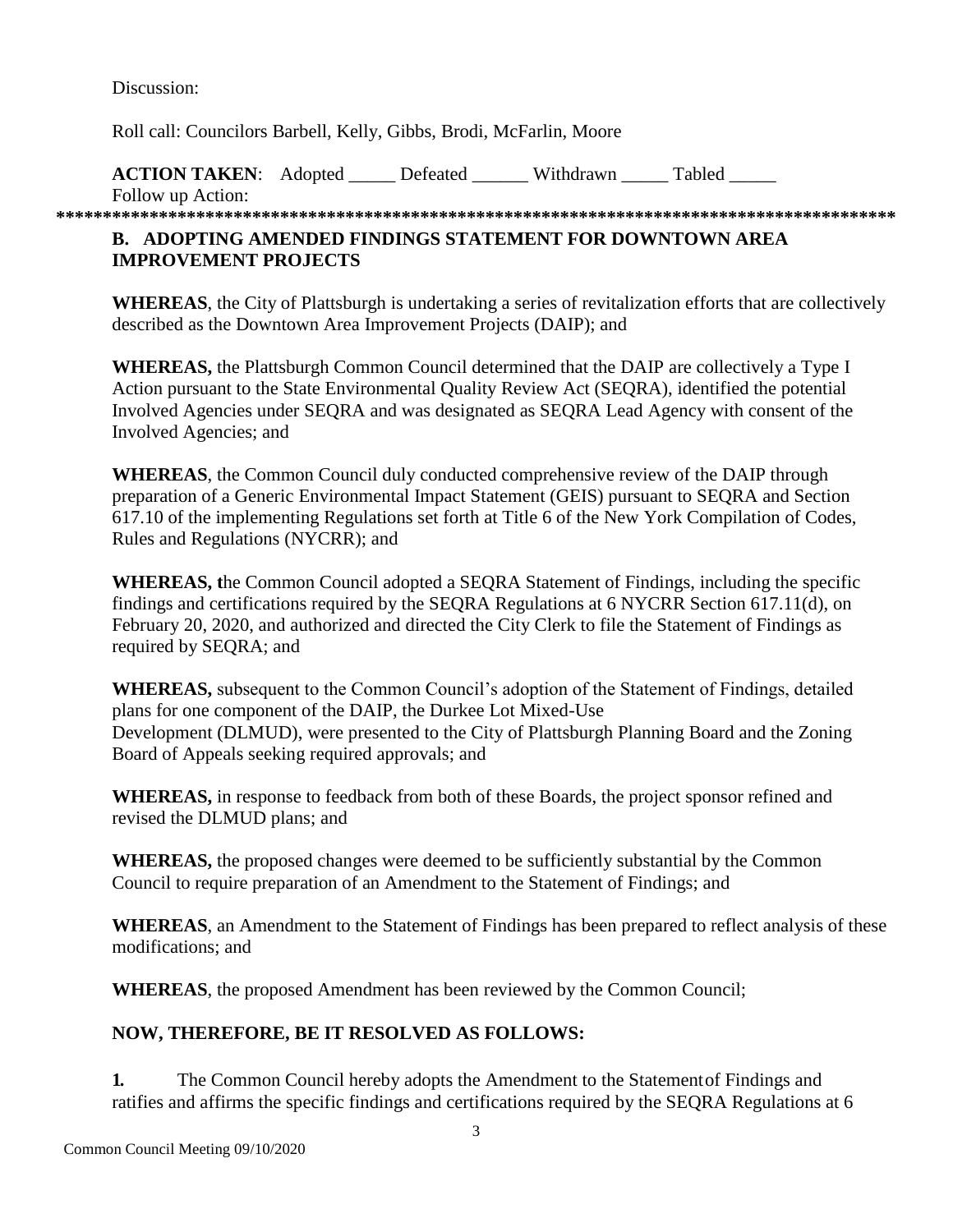Discussion:

Roll call: Councilors Barbell, Kelly, Gibbs, Brodi, McFarlin, Moore

**ACTION TAKEN**: Adopted _____ Defeated ______ Withdrawn _____ Tabled _____
Follow up Action:

**********************************************************************************************

**B. ADOPTING AMENDED FINDINGS STATEMENT FOR DOWNTOWN AREA IMPROVEMENT PROJECTS**

**WHEREAS**, the City of Plattsburgh is undertaking a series of revitalization efforts that are collectively described as the Downtown Area Improvement Projects (DAIP); and

**WHEREAS,** the Plattsburgh Common Council determined that the DAIP are collectively a Type I Action pursuant to the State Environmental Quality Review Act (SEQRA), identified the potential Involved Agencies under SEQRA and was designated as SEQRA Lead Agency with consent of the Involved Agencies; and

**WHEREAS**, the Common Council duly conducted comprehensive review of the DAIP through preparation of a Generic Environmental Impact Statement (GEIS) pursuant to SEQRA and Section 617.10 of the implementing Regulations set forth at Title 6 of the New York Compilation of Codes, Rules and Regulations (NYCRR); and

**WHEREAS, t**he Common Council adopted a SEQRA Statement of Findings, including the specific findings and certifications required by the SEQRA Regulations at 6 NYCRR Section 617.11(d), on February 20, 2020, and authorized and directed the City Clerk to file the Statement of Findings as required by SEQRA; and

**WHEREAS,** subsequent to the Common Council's adoption of the Statement of Findings, detailed plans for one component of the DAIP, the Durkee Lot Mixed-Use Development (DLMUD), were presented to the City of Plattsburgh Planning Board and the Zoning Board of Appeals seeking required approvals; and

**WHEREAS,** in response to feedback from both of these Boards, the project sponsor refined and revised the DLMUD plans; and

**WHEREAS,** the proposed changes were deemed to be sufficiently substantial by the Common Council to require preparation of an Amendment to the Statement of Findings; and

**WHEREAS**, an Amendment to the Statement of Findings has been prepared to reflect analysis of these modifications; and

**WHEREAS**, the proposed Amendment has been reviewed by the Common Council;

**NOW, THEREFORE, BE IT RESOLVED AS FOLLOWS:**

**1.** The Common Council hereby adopts the Amendment to the Statement of Findings and ratifies and affirms the specific findings and certifications required by the SEQRA Regulations at 6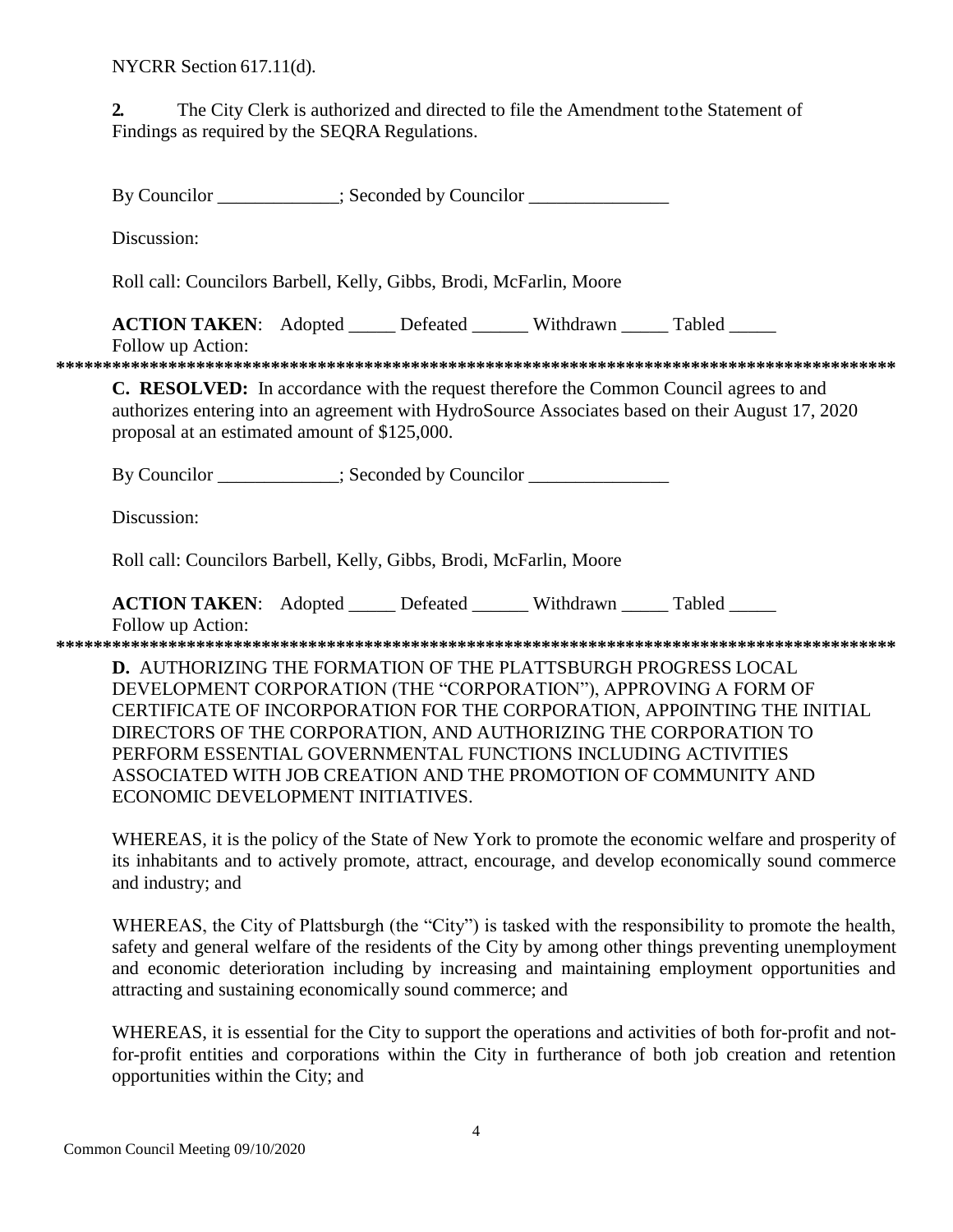NYCRR Section 617.11(d).

**2.** The City Clerk is authorized and directed to file the Amendment to the Statement of Findings as required by the SEQRA Regulations.

By Councilor _____________; Seconded by Councilor _______________

Discussion:

Roll call: Councilors Barbell, Kelly, Gibbs, Brodi, McFarlin, Moore

**ACTION TAKEN**: Adopted _____ Defeated ______ Withdrawn _____ Tabled _____

Follow up Action:

******************************************************************************************

**C. RESOLVED:** In accordance with the request therefore the Common Council agrees to and authorizes entering into an agreement with HydroSource Associates based on their August 17, 2020 proposal at an estimated amount of $125,000.

By Councilor _____________; Seconded by Councilor _______________

Discussion:

Roll call: Councilors Barbell, Kelly, Gibbs, Brodi, McFarlin, Moore

**ACTION TAKEN**: Adopted _____ Defeated ______ Withdrawn _____ Tabled _____

Follow up Action:

******************************************************************************************

**D.** AUTHORIZING THE FORMATION OF THE PLATTSBURGH PROGRESS LOCAL DEVELOPMENT CORPORATION (THE "CORPORATION"), APPROVING A FORM OF CERTIFICATE OF INCORPORATION FOR THE CORPORATION, APPOINTING THE INITIAL DIRECTORS OF THE CORPORATION, AND AUTHORIZING THE CORPORATION TO PERFORM ESSENTIAL GOVERNMENTAL FUNCTIONS INCLUDING ACTIVITIES ASSOCIATED WITH JOB CREATION AND THE PROMOTION OF COMMUNITY AND ECONOMIC DEVELOPMENT INITIATIVES.

WHEREAS, it is the policy of the State of New York to promote the economic welfare and prosperity of its inhabitants and to actively promote, attract, encourage, and develop economically sound commerce and industry; and

WHEREAS, the City of Plattsburgh (the "City") is tasked with the responsibility to promote the health, safety and general welfare of the residents of the City by among other things preventing unemployment and economic deterioration including by increasing and maintaining employment opportunities and attracting and sustaining economically sound commerce; and

WHEREAS, it is essential for the City to support the operations and activities of both for-profit and not-for-profit entities and corporations within the City in furtherance of both job creation and retention opportunities within the City; and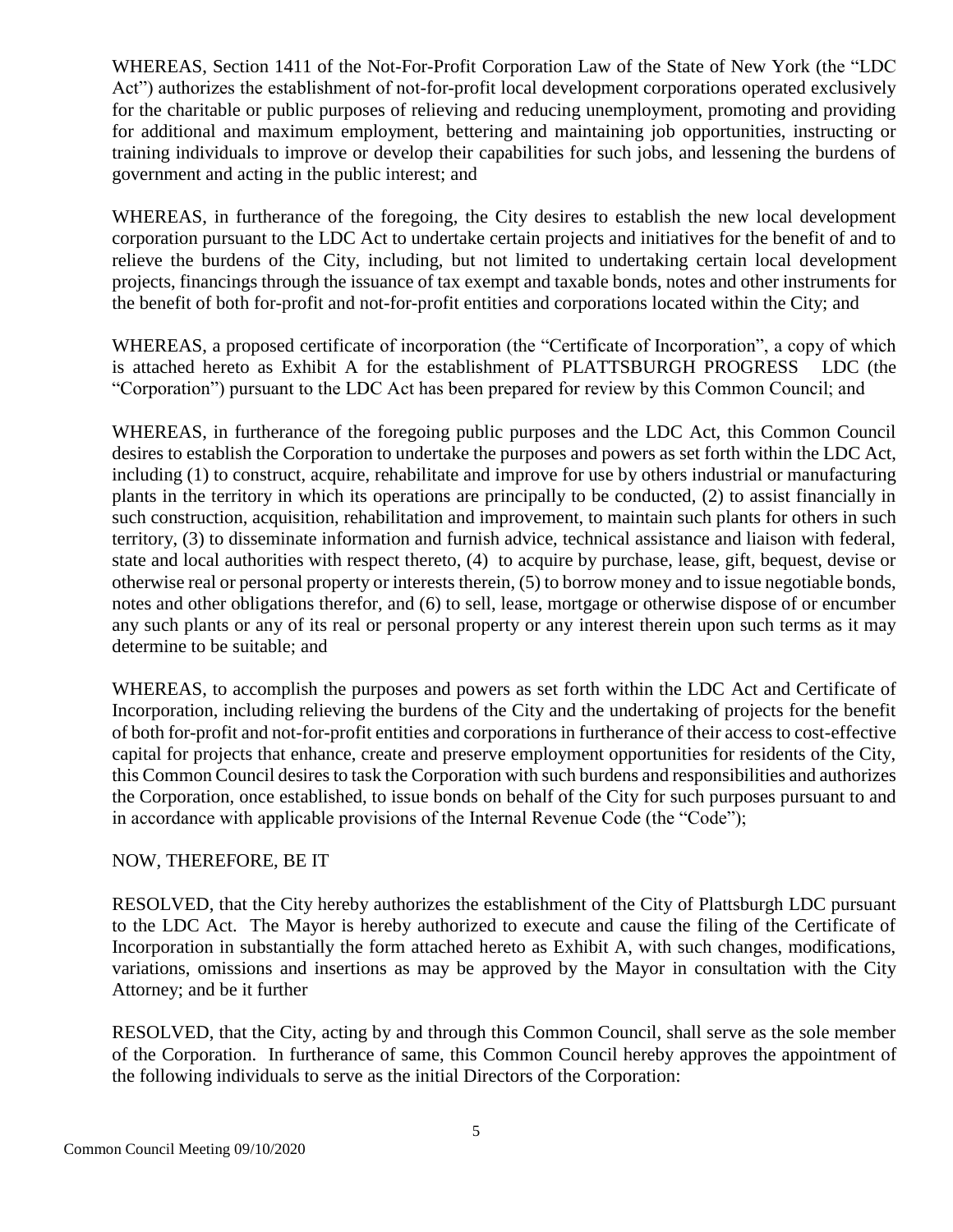WHEREAS, Section 1411 of the Not-For-Profit Corporation Law of the State of New York (the "LDC Act") authorizes the establishment of not-for-profit local development corporations operated exclusively for the charitable or public purposes of relieving and reducing unemployment, promoting and providing for additional and maximum employment, bettering and maintaining job opportunities, instructing or training individuals to improve or develop their capabilities for such jobs, and lessening the burdens of government and acting in the public interest; and

WHEREAS, in furtherance of the foregoing, the City desires to establish the new local development corporation pursuant to the LDC Act to undertake certain projects and initiatives for the benefit of and to relieve the burdens of the City, including, but not limited to undertaking certain local development projects, financings through the issuance of tax exempt and taxable bonds, notes and other instruments for the benefit of both for-profit and not-for-profit entities and corporations located within the City; and

WHEREAS, a proposed certificate of incorporation (the "Certificate of Incorporation", a copy of which is attached hereto as Exhibit A for the establishment of PLATTSBURGH PROGRESS LDC (the "Corporation") pursuant to the LDC Act has been prepared for review by this Common Council; and

WHEREAS, in furtherance of the foregoing public purposes and the LDC Act, this Common Council desires to establish the Corporation to undertake the purposes and powers as set forth within the LDC Act, including (1) to construct, acquire, rehabilitate and improve for use by others industrial or manufacturing plants in the territory in which its operations are principally to be conducted, (2) to assist financially in such construction, acquisition, rehabilitation and improvement, to maintain such plants for others in such territory, (3) to disseminate information and furnish advice, technical assistance and liaison with federal, state and local authorities with respect thereto, (4) to acquire by purchase, lease, gift, bequest, devise or otherwise real or personal property or interests therein, (5) to borrow money and to issue negotiable bonds, notes and other obligations therefor, and (6) to sell, lease, mortgage or otherwise dispose of or encumber any such plants or any of its real or personal property or any interest therein upon such terms as it may determine to be suitable; and

WHEREAS, to accomplish the purposes and powers as set forth within the LDC Act and Certificate of Incorporation, including relieving the burdens of the City and the undertaking of projects for the benefit of both for-profit and not-for-profit entities and corporations in furtherance of their access to cost-effective capital for projects that enhance, create and preserve employment opportunities for residents of the City, this Common Council desires to task the Corporation with such burdens and responsibilities and authorizes the Corporation, once established, to issue bonds on behalf of the City for such purposes pursuant to and in accordance with applicable provisions of the Internal Revenue Code (the "Code");

NOW, THEREFORE, BE IT

RESOLVED, that the City hereby authorizes the establishment of the City of Plattsburgh LDC pursuant to the LDC Act. The Mayor is hereby authorized to execute and cause the filing of the Certificate of Incorporation in substantially the form attached hereto as Exhibit A, with such changes, modifications, variations, omissions and insertions as may be approved by the Mayor in consultation with the City Attorney; and be it further

RESOLVED, that the City, acting by and through this Common Council, shall serve as the sole member of the Corporation. In furtherance of same, this Common Council hereby approves the appointment of the following individuals to serve as the initial Directors of the Corporation: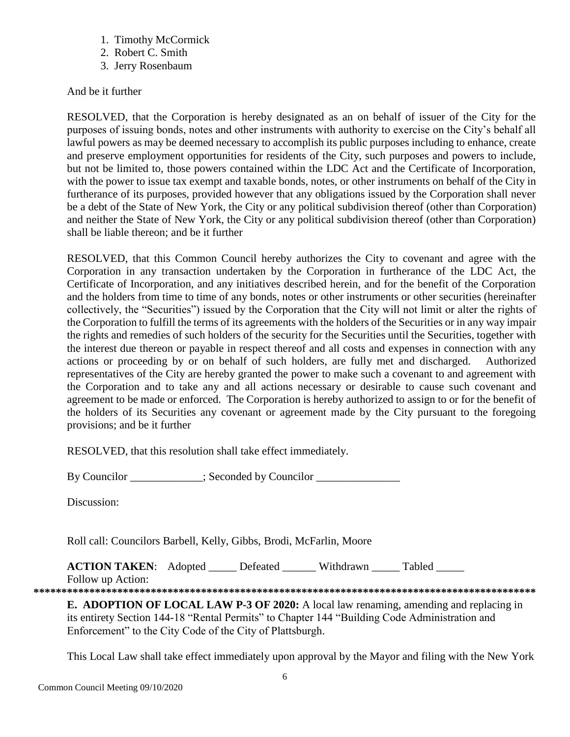1. Timothy McCormick
2. Robert C. Smith
3. Jerry Rosenbaum

And be it further

RESOLVED, that the Corporation is hereby designated as an on behalf of issuer of the City for the purposes of issuing bonds, notes and other instruments with authority to exercise on the City's behalf all lawful powers as may be deemed necessary to accomplish its public purposes including to enhance, create and preserve employment opportunities for residents of the City, such purposes and powers to include, but not be limited to, those powers contained within the LDC Act and the Certificate of Incorporation, with the power to issue tax exempt and taxable bonds, notes, or other instruments on behalf of the City in furtherance of its purposes, provided however that any obligations issued by the Corporation shall never be a debt of the State of New York, the City or any political subdivision thereof (other than Corporation) and neither the State of New York, the City or any political subdivision thereof (other than Corporation) shall be liable thereon; and be it further

RESOLVED, that this Common Council hereby authorizes the City to covenant and agree with the Corporation in any transaction undertaken by the Corporation in furtherance of the LDC Act, the Certificate of Incorporation, and any initiatives described herein, and for the benefit of the Corporation and the holders from time to time of any bonds, notes or other instruments or other securities (hereinafter collectively, the "Securities") issued by the Corporation that the City will not limit or alter the rights of the Corporation to fulfill the terms of its agreements with the holders of the Securities or in any way impair the rights and remedies of such holders of the security for the Securities until the Securities, together with the interest due thereon or payable in respect thereof and all costs and expenses in connection with any actions or proceeding by or on behalf of such holders, are fully met and discharged. Authorized representatives of the City are hereby granted the power to make such a covenant to and agreement with the Corporation and to take any and all actions necessary or desirable to cause such covenant and agreement to be made or enforced. The Corporation is hereby authorized to assign to or for the benefit of the holders of its Securities any covenant or agreement made by the City pursuant to the foregoing provisions; and be it further

RESOLVED, that this resolution shall take effect immediately.

By Councilor _____________; Seconded by Councilor _______________

Discussion:

Roll call: Councilors Barbell, Kelly, Gibbs, Brodi, McFarlin, Moore

**ACTION TAKEN**: Adopted _____ Defeated ______ Withdrawn _____ Tabled _____

Follow up Action:

*******************************************************************************************

**E. ADOPTION OF LOCAL LAW P-3 OF 2020:** A local law renaming, amending and replacing in its entirety Section 144-18 "Rental Permits" to Chapter 144 "Building Code Administration and Enforcement" to the City Code of the City of Plattsburgh.

This Local Law shall take effect immediately upon approval by the Mayor and filing with the New York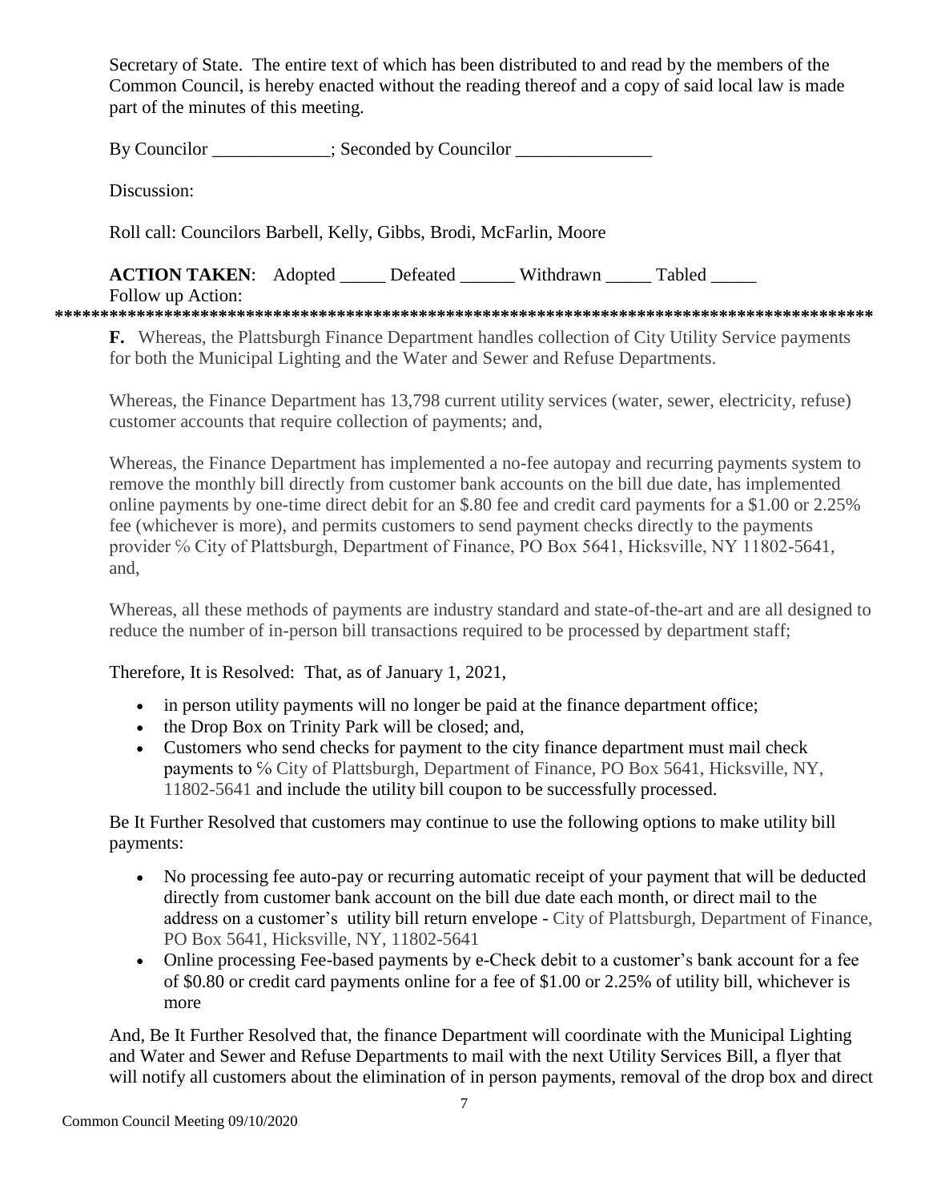Secretary of State. The entire text of which has been distributed to and read by the members of the Common Council, is hereby enacted without the reading thereof and a copy of said local law is made part of the minutes of this meeting.

By Councilor _____________; Seconded by Councilor _______________

Discussion:

Roll call: Councilors Barbell, Kelly, Gibbs, Brodi, McFarlin, Moore

**ACTION TAKEN**: Adopted _____ Defeated ______ Withdrawn _____ Tabled _____

Follow up Action:

*******************************************************************************************

**F.** Whereas, the Plattsburgh Finance Department handles collection of City Utility Service payments for both the Municipal Lighting and the Water and Sewer and Refuse Departments.

Whereas, the Finance Department has 13,798 current utility services (water, sewer, electricity, refuse) customer accounts that require collection of payments; and,

Whereas, the Finance Department has implemented a no-fee autopay and recurring payments system to remove the monthly bill directly from customer bank accounts on the bill due date, has implemented online payments by one-time direct debit for an $.80 fee and credit card payments for a $1.00 or 2.25% fee (whichever is more), and permits customers to send payment checks directly to the payments provider ℅ City of Plattsburgh, Department of Finance, PO Box 5641, Hicksville, NY 11802-5641, and,

Whereas, all these methods of payments are industry standard and state-of-the-art and are all designed to reduce the number of in-person bill transactions required to be processed by department staff;

Therefore, It is Resolved: That, as of January 1, 2021,

- in person utility payments will no longer be paid at the finance department office;
- the Drop Box on Trinity Park will be closed; and,
- Customers who send checks for payment to the city finance department must mail check payments to ℅ City of Plattsburgh, Department of Finance, PO Box 5641, Hicksville, NY, 11802-5641 and include the utility bill coupon to be successfully processed.

Be It Further Resolved that customers may continue to use the following options to make utility bill payments:

- No processing fee auto-pay or recurring automatic receipt of your payment that will be deducted directly from customer bank account on the bill due date each month, or direct mail to the address on a customer's utility bill return envelope - City of Plattsburgh, Department of Finance, PO Box 5641, Hicksville, NY, 11802-5641
- Online processing Fee-based payments by e-Check debit to a customer's bank account for a fee of $0.80 or credit card payments online for a fee of $1.00 or 2.25% of utility bill, whichever is more

And, Be It Further Resolved that, the finance Department will coordinate with the Municipal Lighting and Water and Sewer and Refuse Departments to mail with the next Utility Services Bill, a flyer that will notify all customers about the elimination of in person payments, removal of the drop box and direct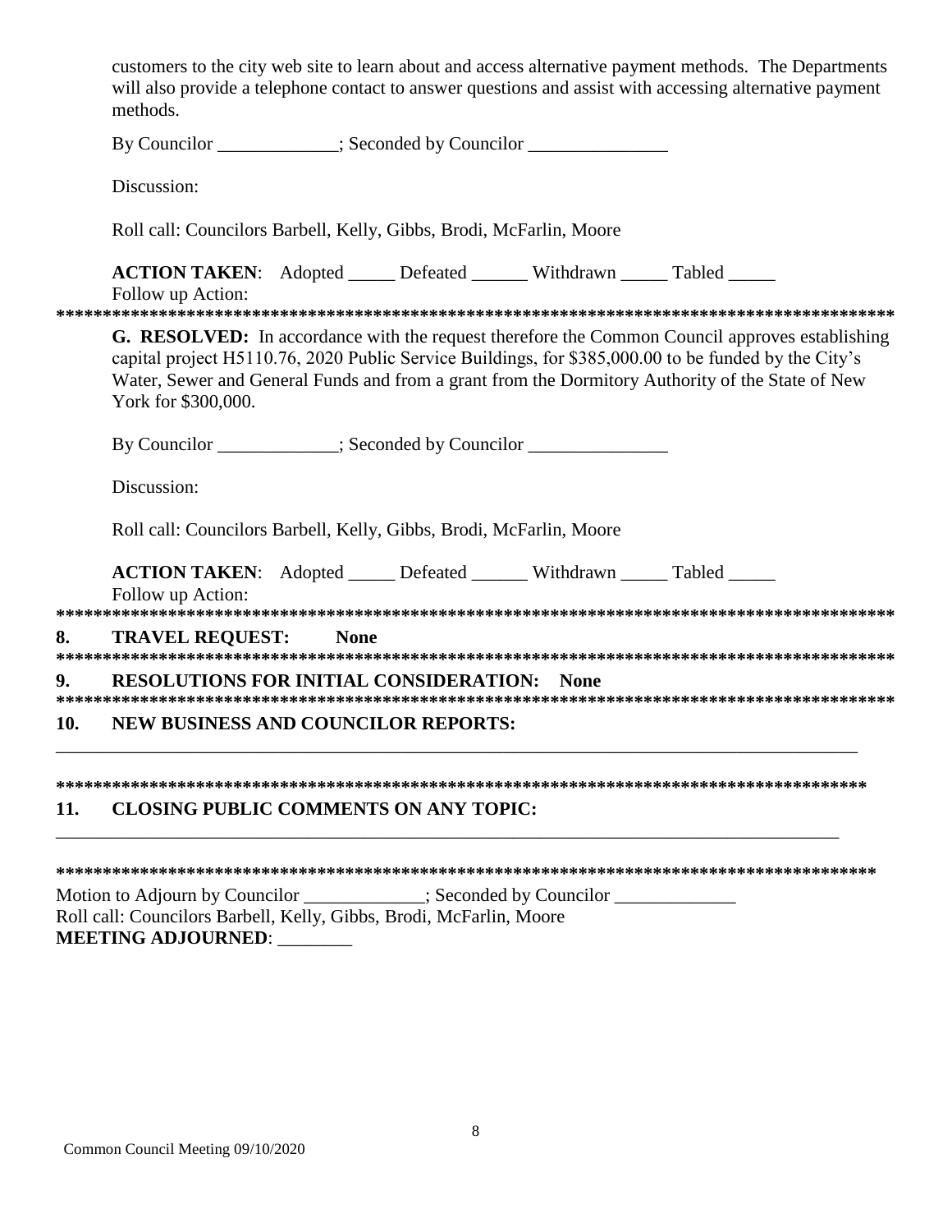customers to the city web site to learn about and access alternative payment methods. The Departments will also provide a telephone contact to answer questions and assist with accessing alternative payment methods.

By Councilor _____________; Seconded by Councilor _______________

Discussion:

Roll call: Councilors Barbell, Kelly, Gibbs, Brodi, McFarlin, Moore

**ACTION TAKEN**: Adopted _____ Defeated ______ Withdrawn _____ Tabled _____
Follow up Action:

**********************************************************************************************

**G. RESOLVED:** In accordance with the request therefore the Common Council approves establishing capital project H5110.76, 2020 Public Service Buildings, for $385,000.00 to be funded by the City's Water, Sewer and General Funds and from a grant from the Dormitory Authority of the State of New York for $300,000.

By Councilor _____________; Seconded by Councilor _______________

Discussion:

Roll call: Councilors Barbell, Kelly, Gibbs, Brodi, McFarlin, Moore

**ACTION TAKEN**: Adopted _____ Defeated ______ Withdrawn _____ Tabled _____
Follow up Action:

**********************************************************************************************

## 8. TRAVEL REQUEST: None

**********************************************************************************************

## 9. RESOLUTIONS FOR INITIAL CONSIDERATION: None

**********************************************************************************************

## 10. NEW BUSINESS AND COUNCILOR REPORTS:

__________________________________________________________________________________________

********************************************************************************************

## 11. CLOSING PUBLIC COMMENTS ON ANY TOPIC:

__________________________________________________________________________________________

********************************************************************************************

Motion to Adjourn by Councilor _____________; Seconded by Councilor _____________
Roll call: Councilors Barbell, Kelly, Gibbs, Brodi, McFarlin, Moore
**MEETING ADJOURNED**: ________